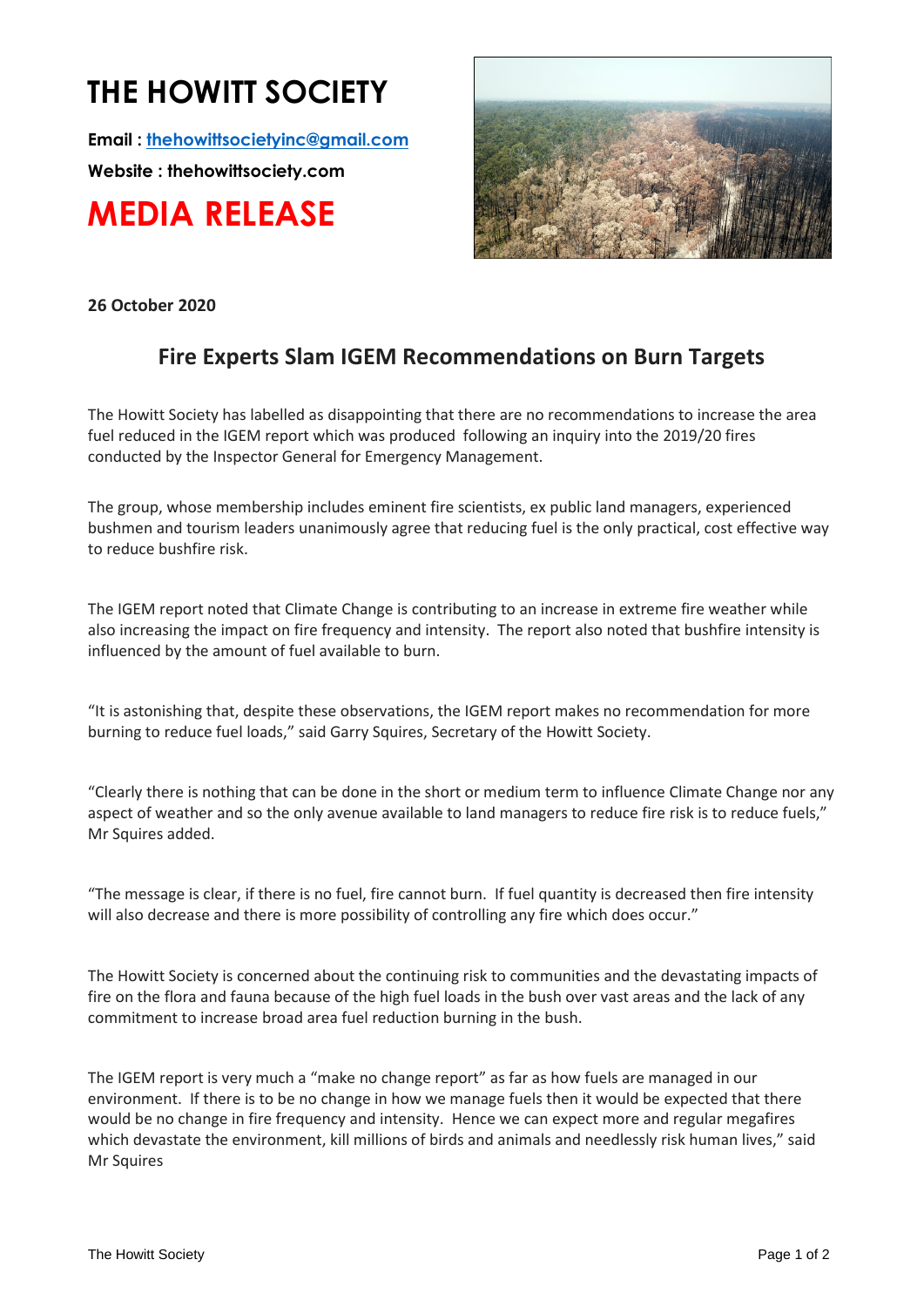# THE HOWITT SOCIETY

**Email : [thehowittsocietyinc@gmail.com](mailto:thehowittsocietyinc@gmail.com)**

**Website : thehowittsociety.com**

# MEDIA RELEASE

**26 October 2020**

## Fire Experts Slam IGEM Recommendations on Burn Targets

The Howitt Society has labelled as disappointing that there are no recommendations to increase the area fuel reduced in the IGEM report which was produced following an inquiry into the 2019/20 fires conducted by the Inspector General for Emergency Management.

The group, whose membership includes eminent fire scientists, ex public land managers, experienced bushmen and tourism leaders unanimously agree that reducing fuel is the only practical, cost effective way to reduce bushfire risk.

The IGEM report noted that Climate Change is contributing to an increase in extreme fire weather while also increasing the impact on fire frequency and intensity. The report also noted that bushfire intensity is influenced by the amount of fuel available to burn.

"It is astonishing that, despite these observations, the IGEM report makes no recommendation for more burning to reduce fuel loads," said Garry Squires, Secretary of the Howitt Society.

"Clearly there is nothing that can be done in the short or medium term to influence Climate Change nor any aspect of weather and so the only avenue available to land managers to reduce fire risk is to reduce fuels," Mr Squires added.

"The message is clear, if there is no fuel, fire cannot burn. If fuel quantity is decreased then fire intensity will also decrease and there is more possibility of controlling any fire which does occur."

The Howitt Society is concerned about the continuing risk to communities and the devastating impacts of fire on the flora and fauna because of the high fuel loads in the bush over vast areas and the lack of any commitment to increase broad area fuel reduction burning in the bush.

The IGEM report is very much a "make no change report" as far as how fuels are managed in our environment. If there is to be no change in how we manage fuels then it would be expected that there would be no change in fire frequency and intensity. Hence we can expect more and regular megafires which devastate the environment, kill millions of birds and animals and needlessly risk human lives," said Mr Squires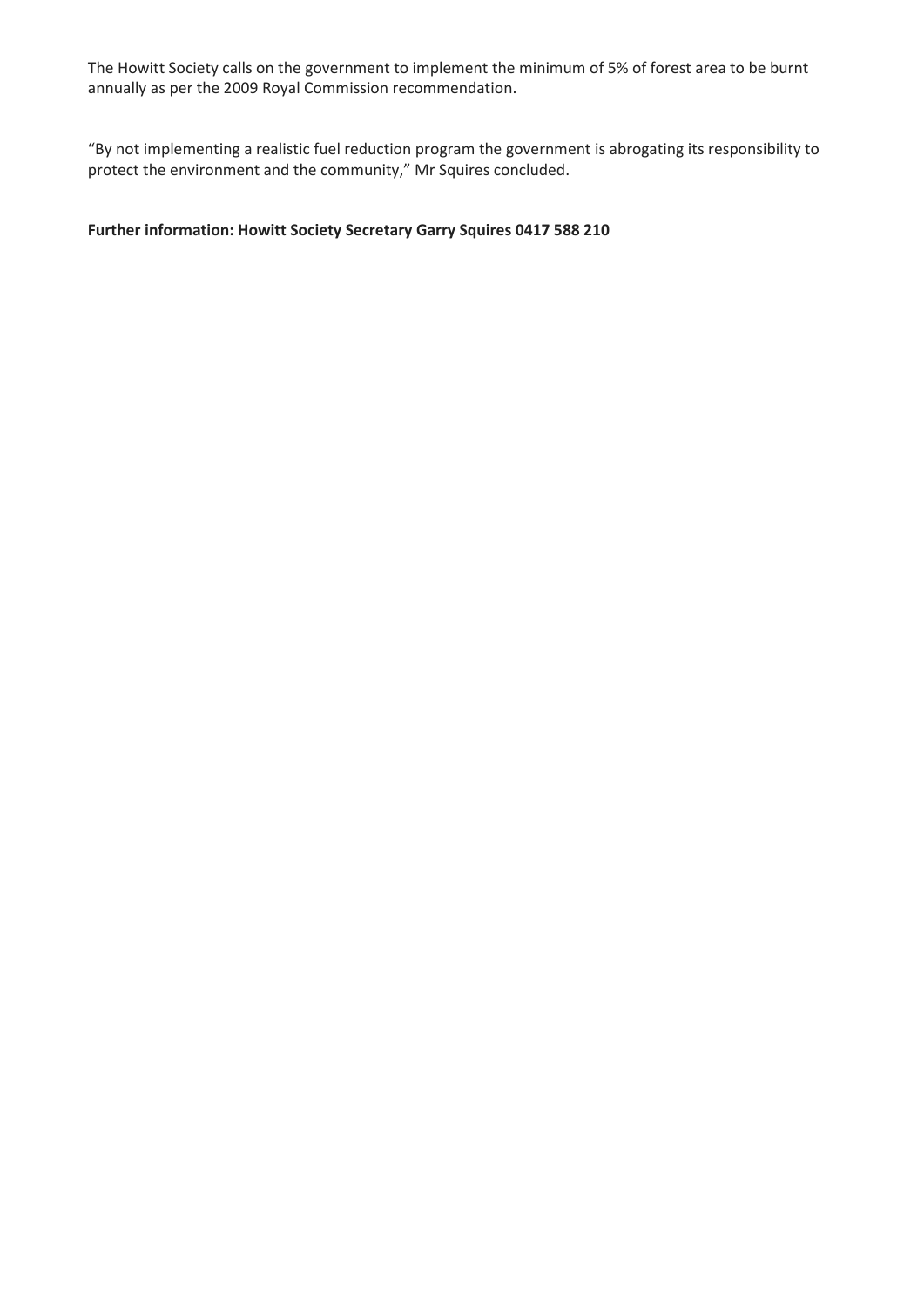The Howitt Society calls on the government to implement the minimum of 5% of forest area to be burnt annually as per the 2009 Royal Commission recommendation.

"By not implementing a realistic fuel reduction program the government is abrogating its responsibility to protect the environment and the community," Mr Squires concluded.

**Further information: Howitt Society Secretary Garry Squires 0417 588 210**